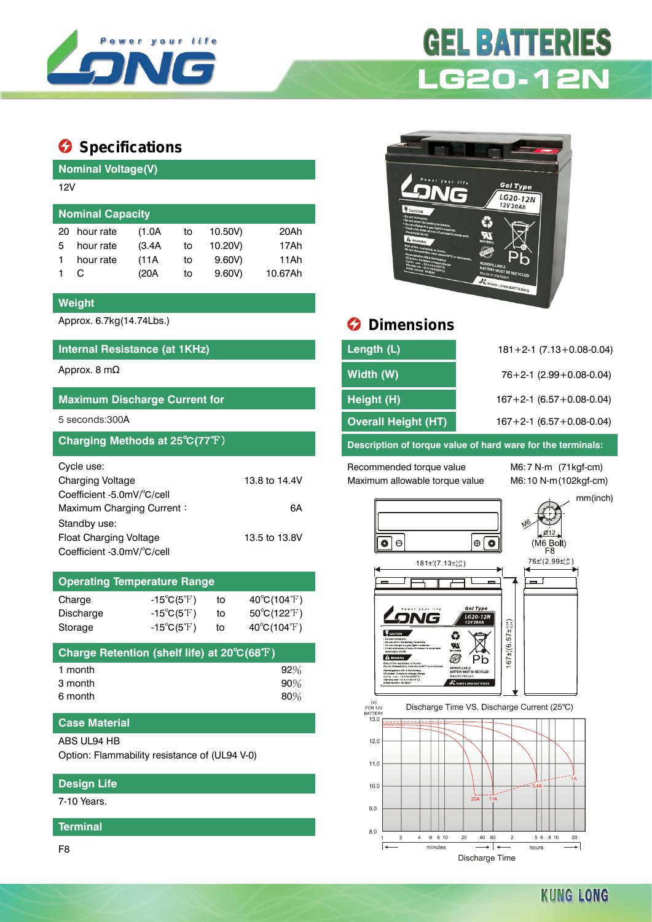# GEL BATTERIES

# LG20-12N

## Specifications

### Nominal Voltage(V)

12V

### Nominal Capacity

| | | | | | |
|---|---|---|---|---|---|
| 20 hour rate | (1.0A | to | 10.50V) | | 20Ah |
| 5 hour rate | (3.4A | to | 10.20V) | | 17Ah |
| 1 hour rate | (11A | to | 9.60V) | | 11Ah |
| 1 C | (20A | to | 9.60V) | | 10.67Ah |

### Weight

Approx. 6.7kg(14.74Lbs.)

### Internal Resistance (at 1KHz)

Approx. 8 mΩ

### Maximum Discharge Current for

5 seconds:300A

### Charging Methods at 25℃(77℉)

Cycle use:
Charging Voltage 13.8 to 14.4V
Coefficient -5.0mV/℃/cell
Maximum Charging Current : 6A
Standby use:
Float Charging Voltage 13.5 to 13.8V
Coefficient -3.0mV/℃/cell

### Operating Temperature Range

| | | | |
|---|---|---|---|
| Charge | -15℃(5℉) | to | 40℃(104℉) |
| Discharge | -15℃(5℉) | to | 50℃(122℉) |
| Storage | -15℃(5℉) | to | 40℃(104℉) |

### Charge Retention (shelf life) at 20℃(68℉)

| | |
|---|---|
| 1 month | 92% |
| 3 month | 90% |
| 6 month | 80% |

### Case Material

ABS UL94 HB
Option: Flammability resistance of (UL94 V-0)

### Design Life

7-10 Years.

### Terminal

F8

## Dimensions

| | |
|---|---|
| Length (L) | 181+2-1 (7.13+0.08-0.04) |
| Width (W) | 76+2-1 (2.99+0.08-0.04) |
| Height (H) | 167+2-1 (6.57+0.08-0.04) |
| Overall Height (HT) | 167+2-1 (6.57+0.08-0.04) |

### Description of torque value of hard ware for the terminals:

| | |
|---|---|
| Recommended torque value | M6:7 N-m (71kgf-cm) |
| Maximum allowable torque value | M6:10 N-m(102kgf-cm) |

mm(inch)

M6 Ø12 (M6 Bolt) F8

181±²₁(7.13±⁰·⁰⁸₀.₀₄) 76±²₁(2.99±⁰·⁰⁸₀.₀₄) 167±²₁(6.57±⁰·⁰⁸₀.₀₄)

Discharge Time VS. Discharge Current (25℃)

Discharge Time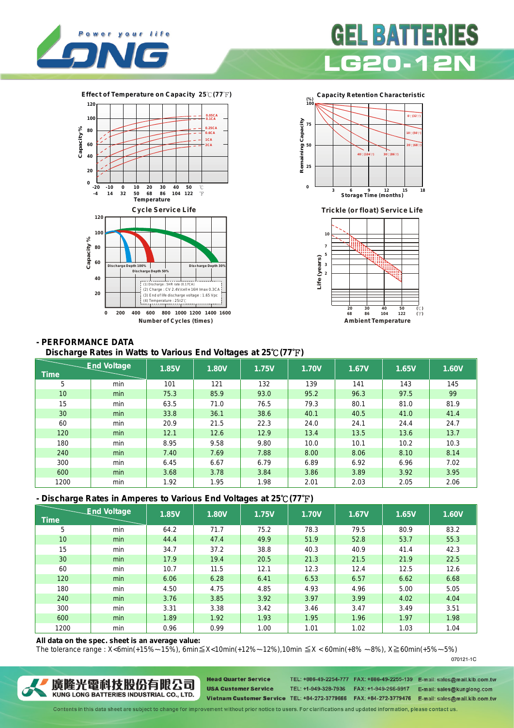Power your life

LONG

# GEL BATTERIES

## LG20-12N

Effect of Temperature on Capacity 25℃(77℉)

Capacity %

120
100
80
60
40
20
0

0.05CA
0.1CA
0.25CA
0.6CA
1CA
2CA

-20 -10 0 10 20 30 40 50 ℃
-4 14 32 50 68 86 104 122 ℉

Temperature

Capacity Retention Characteristic

(%)
100
75
50
25
0

Remaining Capacity

0℃(32℉)
10℃(50℉)
20℃(68℉)
40℃(104℉)
30℃(86℉)

3 6 9 12 15 18

Storage Time (months)

Cycle Service Life

120
100
80
60
40
20

Capacity %

Discharge Depth 100%
Discharge Depth 50%
Discharge Depth 30%

(1) Discharge : 5HR rate (0.17CA)
(2) Charge : CV 2.4V/cell∗16H Imax 0.3CA
(3) End of life discharge voltage : 1.65 Vpc
(4) Temperature : 25±2℃

0 200 400 600 800 1000 1200 1400 1600

Number of Cycles (times)

Trickle (or float) Service Life

Life (years)

10
7
5
3
2

20 30 40 50 (℃)
68 86 104 122 (℉)

Ambient Temperature

## - PERFORMANCE DATA

### Discharge Rates in Watts to Various End Voltages at 25℃(77℉)

| Time \ End Voltage | | 1.85V | 1.80V | 1.75V | 1.70V | 1.67V | 1.65V | 1.60V |
|---|---|---|---|---|---|---|---|---|
| 5 | min | 101 | 121 | 132 | 139 | 141 | 143 | 145 |
| 10 | min | 75.3 | 85.9 | 93.0 | 95.2 | 96.3 | 97.5 | 99 |
| 15 | min | 63.5 | 71.0 | 76.5 | 79.3 | 80.1 | 81.0 | 81.9 |
| 30 | min | 33.8 | 36.1 | 38.6 | 40.1 | 40.5 | 41.0 | 41.4 |
| 60 | min | 20.9 | 21.5 | 22.3 | 24.0 | 24.1 | 24.4 | 24.7 |
| 120 | min | 12.1 | 12.6 | 12.9 | 13.4 | 13.5 | 13.6 | 13.7 |
| 180 | min | 8.95 | 9.58 | 9.80 | 10.0 | 10.1 | 10.2 | 10.3 |
| 240 | min | 7.40 | 7.69 | 7.88 | 8.00 | 8.06 | 8.10 | 8.14 |
| 300 | min | 6.45 | 6.67 | 6.79 | 6.89 | 6.92 | 6.96 | 7.02 |
| 600 | min | 3.68 | 3.78 | 3.84 | 3.86 | 3.89 | 3.92 | 3.95 |
| 1200 | min | 1.92 | 1.95 | 1.98 | 2.01 | 2.03 | 2.05 | 2.06 |

### - Discharge Rates in Amperes to Various End Voltages at 25℃(77℉)

| Time \ End Voltage | | 1.85V | 1.80V | 1.75V | 1.70V | 1.67V | 1.65V | 1.60V |
|---|---|---|---|---|---|---|---|---|
| 5 | min | 64.2 | 71.7 | 75.2 | 78.3 | 79.5 | 80.9 | 83.2 |
| 10 | min | 44.4 | 47.4 | 49.9 | 51.9 | 52.8 | 53.7 | 55.3 |
| 15 | min | 34.7 | 37.2 | 38.8 | 40.3 | 40.9 | 41.4 | 42.3 |
| 30 | min | 17.9 | 19.4 | 20.5 | 21.3 | 21.5 | 21.9 | 22.5 |
| 60 | min | 10.7 | 11.5 | 12.1 | 12.3 | 12.4 | 12.5 | 12.6 |
| 120 | min | 6.06 | 6.28 | 6.41 | 6.53 | 6.57 | 6.62 | 6.68 |
| 180 | min | 4.50 | 4.75 | 4.85 | 4.93 | 4.96 | 5.00 | 5.05 |
| 240 | min | 3.76 | 3.85 | 3.92 | 3.97 | 3.99 | 4.02 | 4.04 |
| 300 | min | 3.31 | 3.38 | 3.42 | 3.46 | 3.47 | 3.49 | 3.51 |
| 600 | min | 1.89 | 1.92 | 1.93 | 1.95 | 1.96 | 1.97 | 1.98 |
| 1200 | min | 0.96 | 0.99 | 1.00 | 1.01 | 1.02 | 1.03 | 1.04 |

**All data on the spec. sheet is an average value:**

The tolerance range : X<6min(+15%~15%), 6min≦X<10min(+12%~12%),10min ≦X < 60min(+8% ~8%), X≧60min(+5%~5%)

070121-1C

廣隆光電科技股份有限公司
KUNG LONG BATTERIES INDUSTRIAL CO., LTD.

| | | | |
|---|---|---|---|
| **Head Quarter Service** | TEL: +886-49-2254-777 | FAX: +886-49-2255-139 | E-mail: sales@mail.klb.com.tw |
| **USA Customer Service** | TEL: +1-949-328-7936 | FAX: +1-949-266-9917 | E-mail: sales@kunglong.com |
| **Vietnam Customer Service** | TEL: +84-272-3779666 | FAX: +84-272-3779476 | E-mail: sales@mail.klb.com.tw |

Contents in this data sheet are subject to change for improvement without prior notice to users. For clarifications and updated information, please contact us.